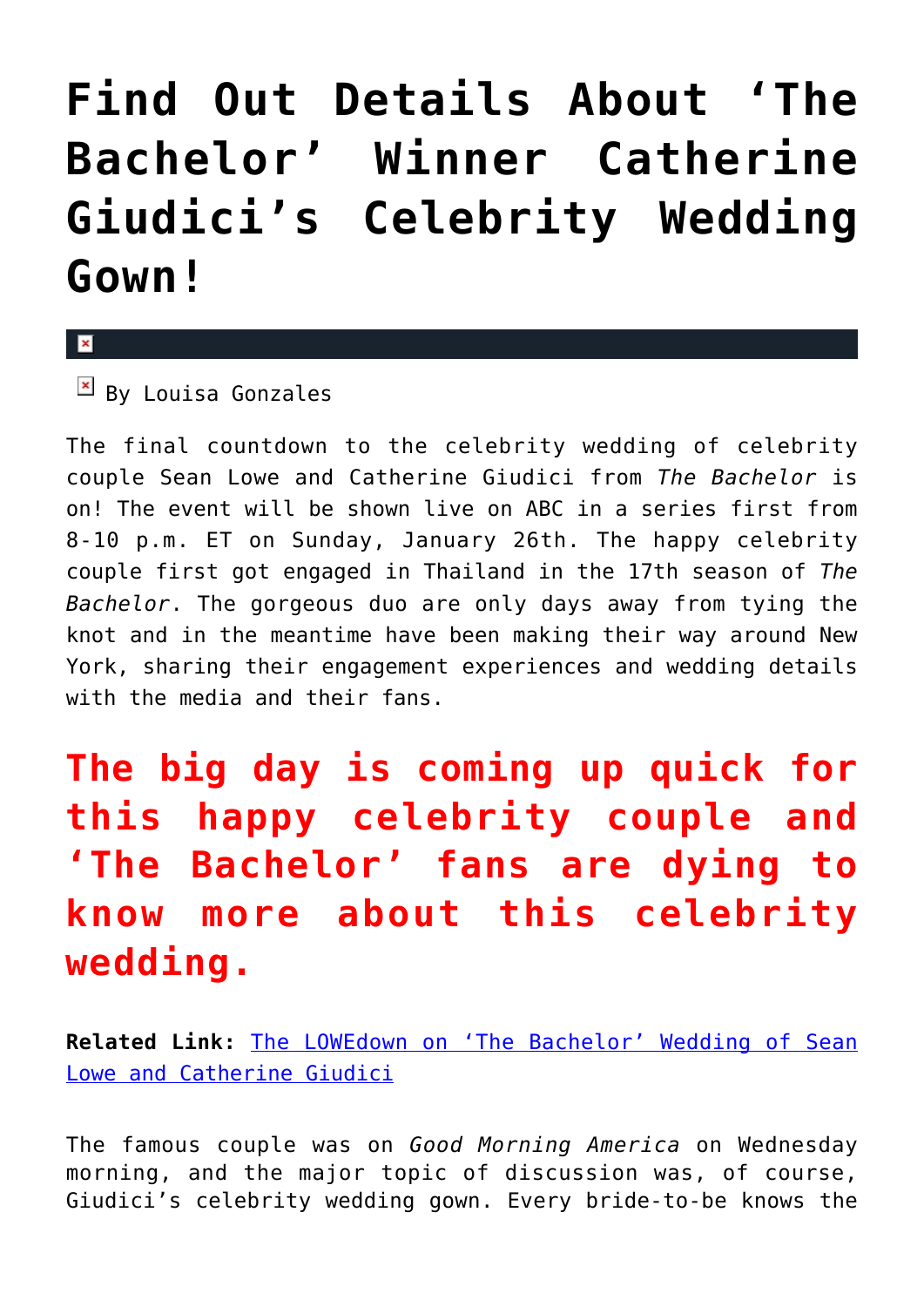# Find Out Details About 'The Bachelor' Winner Catherine Giudici's Celebrity Wedding Gown!

By Louisa Gonzales

The final countdown to the celebrity wedding of celebrity couple Sean Lowe and Catherine Giudici from *The Bachelor* is on! The event will be shown live on ABC in a series first from 8-10 p.m. ET on Sunday, January 26th. The happy celebrity couple first got engaged in Thailand in the 17th season of *The Bachelor*. The gorgeous duo are only days away from tying the knot and in the meantime have been making their way around New York, sharing their engagement experiences and wedding details with the media and their fans.

## The big day is coming up quick for this happy celebrity couple and 'The Bachelor' fans are dying to know more about this celebrity wedding.

**Related Link:** [The LOWEdown on 'The Bachelor' Wedding of Sean Lowe and Catherine Giudici]

The famous couple was on *Good Morning America* on Wednesday morning, and the major topic of discussion was, of course, Giudici's celebrity wedding gown. Every bride-to-be knows the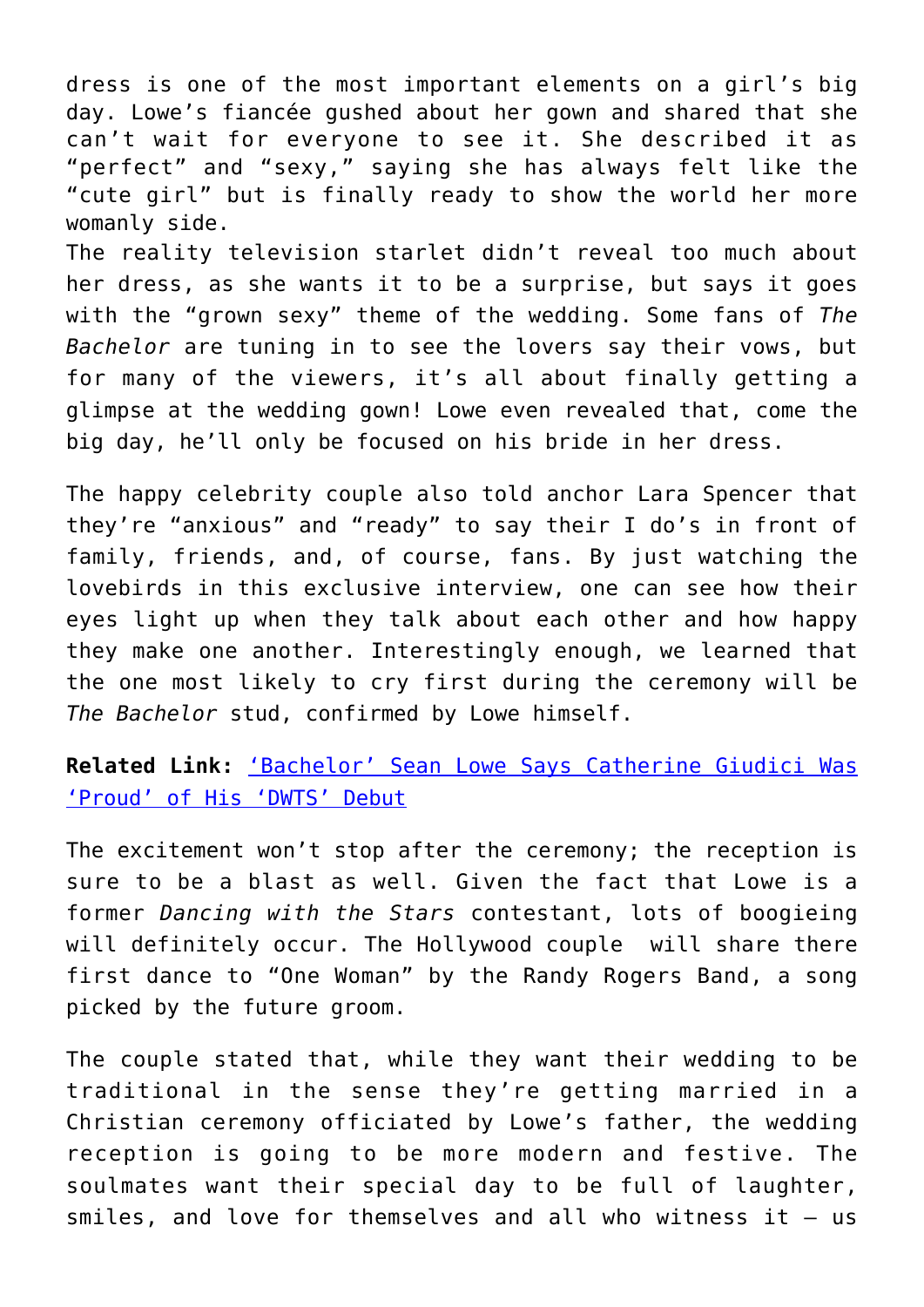dress is one of the most important elements on a girl's big day. Lowe's fiancée gushed about her gown and shared that she can't wait for everyone to see it. She described it as "perfect" and "sexy," saying she has always felt like the "cute girl" but is finally ready to show the world her more womanly side.
The reality television starlet didn't reveal too much about her dress, as she wants it to be a surprise, but says it goes with the "grown sexy" theme of the wedding. Some fans of *The Bachelor* are tuning in to see the lovers say their vows, but for many of the viewers, it's all about finally getting a glimpse at the wedding gown! Lowe even revealed that, come the big day, he'll only be focused on his bride in her dress.

The happy celebrity couple also told anchor Lara Spencer that they're "anxious" and "ready" to say their I do's in front of family, friends, and, of course, fans. By just watching the lovebirds in this exclusive interview, one can see how their eyes light up when they talk about each other and how happy they make one another. Interestingly enough, we learned that the one most likely to cry first during the ceremony will be *The Bachelor* stud, confirmed by Lowe himself.

**Related Link:** ['Bachelor' Sean Lowe Says Catherine Giudici Was 'Proud' of His 'DWTS' Debut]()

The excitement won't stop after the ceremony; the reception is sure to be a blast as well. Given the fact that Lowe is a former *Dancing with the Stars* contestant, lots of boogieing will definitely occur. The Hollywood couple will share there first dance to "One Woman" by the Randy Rogers Band, a song picked by the future groom.

The couple stated that, while they want their wedding to be traditional in the sense they're getting married in a Christian ceremony officiated by Lowe's father, the wedding reception is going to be more modern and festive. The soulmates want their special day to be full of laughter, smiles, and love for themselves and all who witness it — us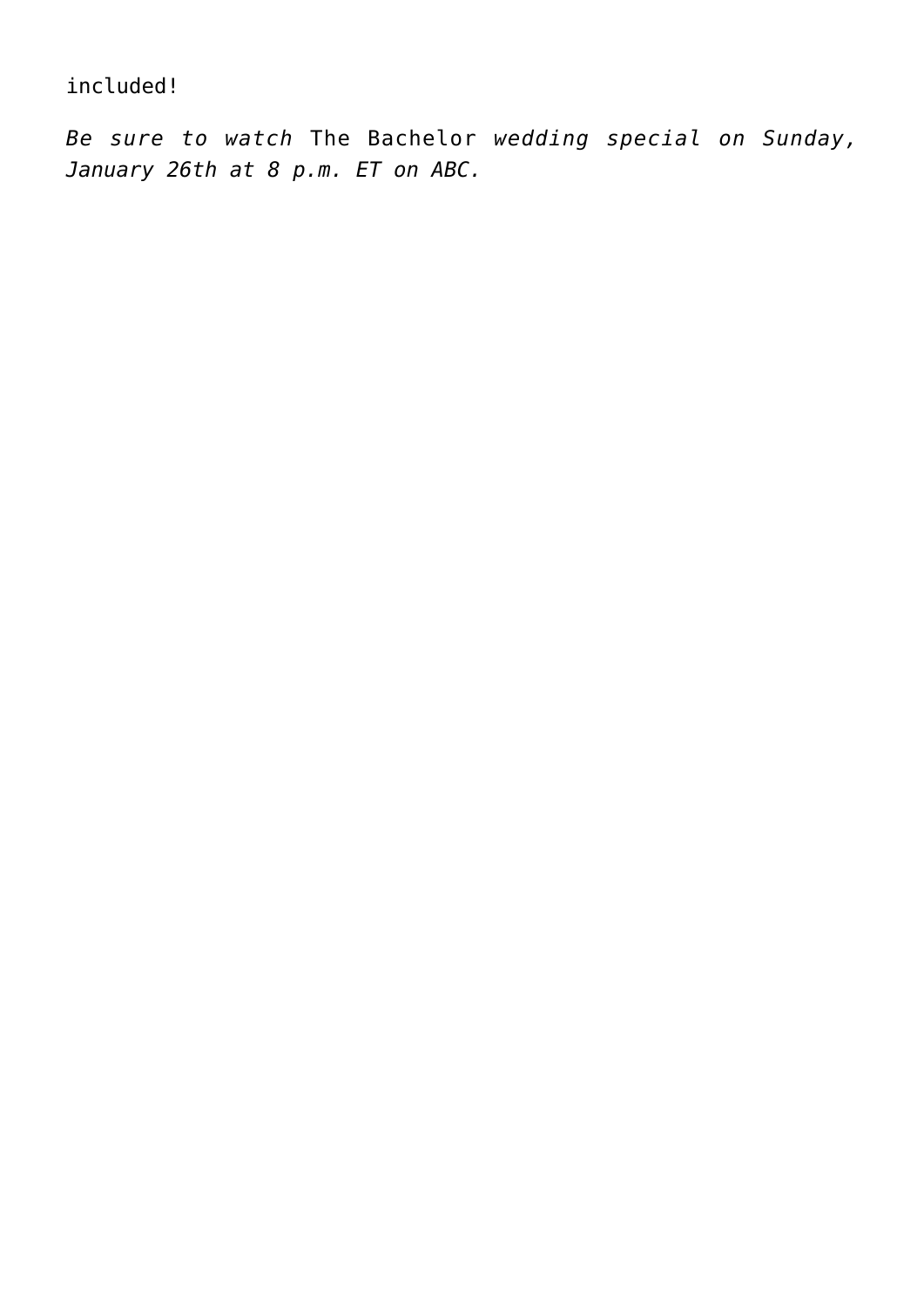included!

*Be sure to watch* The Bachelor *wedding special on Sunday, January 26th at 8 p.m. ET on ABC.*